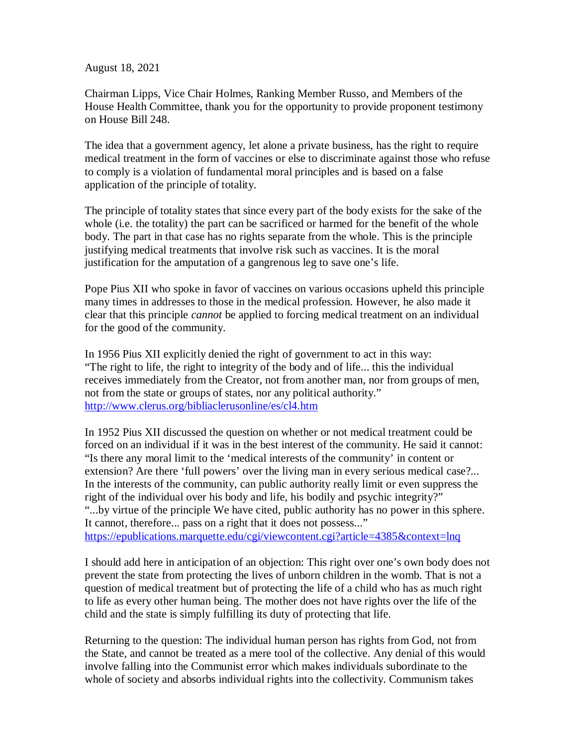August 18, 2021

Chairman Lipps, Vice Chair Holmes, Ranking Member Russo, and Members of the House Health Committee, thank you for the opportunity to provide proponent testimony on House Bill 248.

The idea that a government agency, let alone a private business, has the right to require medical treatment in the form of vaccines or else to discriminate against those who refuse to comply is a violation of fundamental moral principles and is based on a false application of the principle of totality.

The principle of totality states that since every part of the body exists for the sake of the whole (i.e. the totality) the part can be sacrificed or harmed for the benefit of the whole body. The part in that case has no rights separate from the whole. This is the principle justifying medical treatments that involve risk such as vaccines. It is the moral justification for the amputation of a gangrenous leg to save one's life.

Pope Pius XII who spoke in favor of vaccines on various occasions upheld this principle many times in addresses to those in the medical profession. However, he also made it clear that this principle *cannot* be applied to forcing medical treatment on an individual for the good of the community.

In 1956 Pius XII explicitly denied the right of government to act in this way:
"The right to life, the right to integrity of the body and of life... this the individual receives immediately from the Creator, not from another man, nor from groups of men, not from the state or groups of states, nor any political authority."
http://www.clerus.org/bibliaclerusonline/es/cl4.htm

In 1952 Pius XII discussed the question on whether or not medical treatment could be forced on an individual if it was in the best interest of the community. He said it cannot:
"Is there any moral limit to the 'medical interests of the community' in content or extension? Are there 'full powers' over the living man in every serious medical case?... In the interests of the community, can public authority really limit or even suppress the right of the individual over his body and life, his bodily and psychic integrity?"
"...by virtue of the principle We have cited, public authority has no power in this sphere. It cannot, therefore... pass on a right that it does not possess..."
https://epublications.marquette.edu/cgi/viewcontent.cgi?article=4385&context=lnq

I should add here in anticipation of an objection: This right over one's own body does not prevent the state from protecting the lives of unborn children in the womb. That is not a question of medical treatment but of protecting the life of a child who has as much right to life as every other human being. The mother does not have rights over the life of the child and the state is simply fulfilling its duty of protecting that life.

Returning to the question: The individual human person has rights from God, not from the State, and cannot be treated as a mere tool of the collective. Any denial of this would involve falling into the Communist error which makes individuals subordinate to the whole of society and absorbs individual rights into the collectivity. Communism takes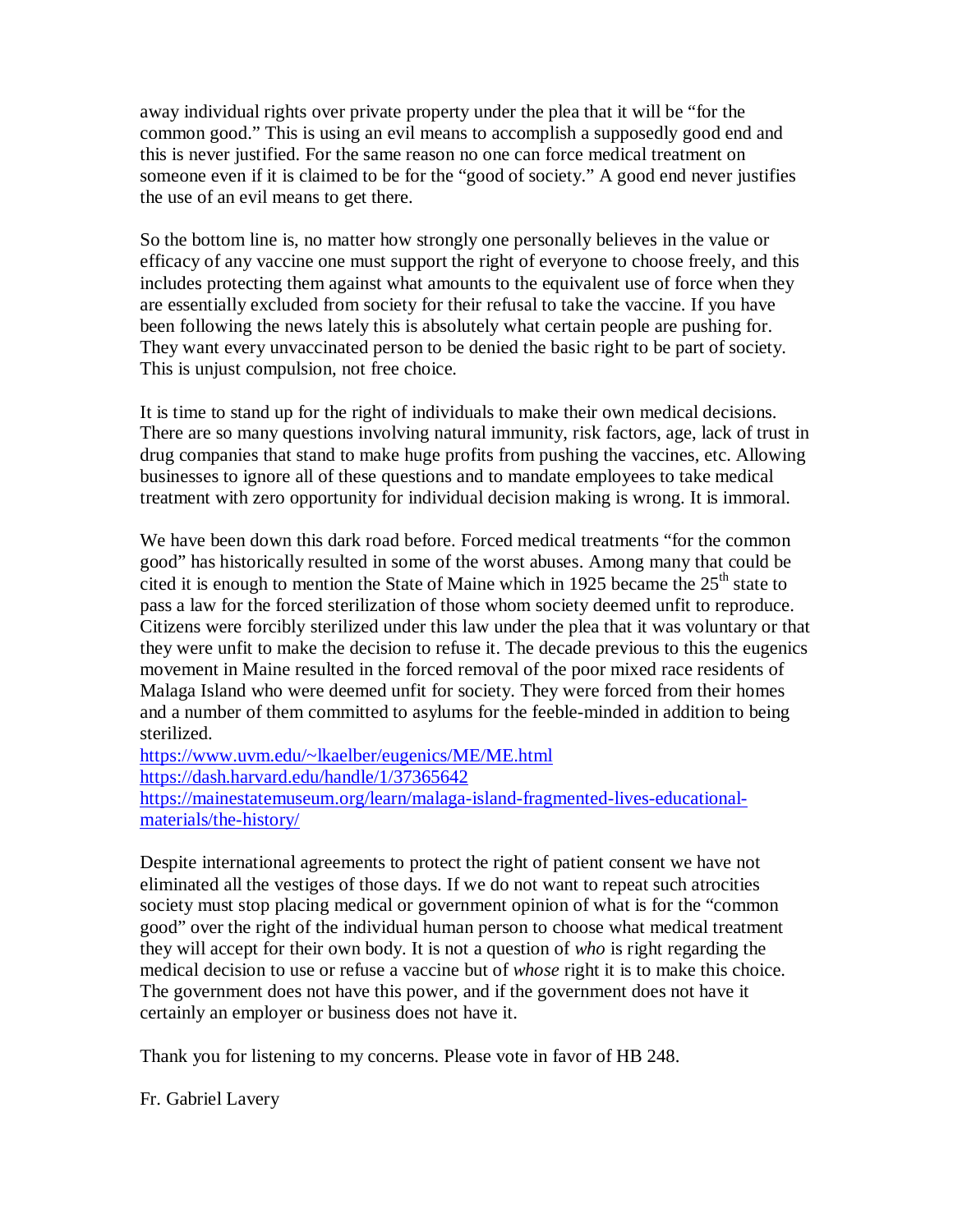away individual rights over private property under the plea that it will be "for the common good." This is using an evil means to accomplish a supposedly good end and this is never justified. For the same reason no one can force medical treatment on someone even if it is claimed to be for the "good of society." A good end never justifies the use of an evil means to get there.

So the bottom line is, no matter how strongly one personally believes in the value or efficacy of any vaccine one must support the right of everyone to choose freely, and this includes protecting them against what amounts to the equivalent use of force when they are essentially excluded from society for their refusal to take the vaccine. If you have been following the news lately this is absolutely what certain people are pushing for. They want every unvaccinated person to be denied the basic right to be part of society. This is unjust compulsion, not free choice.

It is time to stand up for the right of individuals to make their own medical decisions. There are so many questions involving natural immunity, risk factors, age, lack of trust in drug companies that stand to make huge profits from pushing the vaccines, etc. Allowing businesses to ignore all of these questions and to mandate employees to take medical treatment with zero opportunity for individual decision making is wrong. It is immoral.

We have been down this dark road before. Forced medical treatments "for the common good" has historically resulted in some of the worst abuses. Among many that could be cited it is enough to mention the State of Maine which in 1925 became the 25th state to pass a law for the forced sterilization of those whom society deemed unfit to reproduce. Citizens were forcibly sterilized under this law under the plea that it was voluntary or that they were unfit to make the decision to refuse it. The decade previous to this the eugenics movement in Maine resulted in the forced removal of the poor mixed race residents of Malaga Island who were deemed unfit for society. They were forced from their homes and a number of them committed to asylums for the feeble-minded in addition to being sterilized.
https://www.uvm.edu/~lkaelber/eugenics/ME/ME.html
https://dash.harvard.edu/handle/1/37365642
https://mainestatemuseum.org/learn/malaga-island-fragmented-lives-educational-materials/the-history/

Despite international agreements to protect the right of patient consent we have not eliminated all the vestiges of those days. If we do not want to repeat such atrocities society must stop placing medical or government opinion of what is for the "common good" over the right of the individual human person to choose what medical treatment they will accept for their own body. It is not a question of *who* is right regarding the medical decision to use or refuse a vaccine but of *whose* right it is to make this choice. The government does not have this power, and if the government does not have it certainly an employer or business does not have it.

Thank you for listening to my concerns. Please vote in favor of HB 248.

Fr. Gabriel Lavery